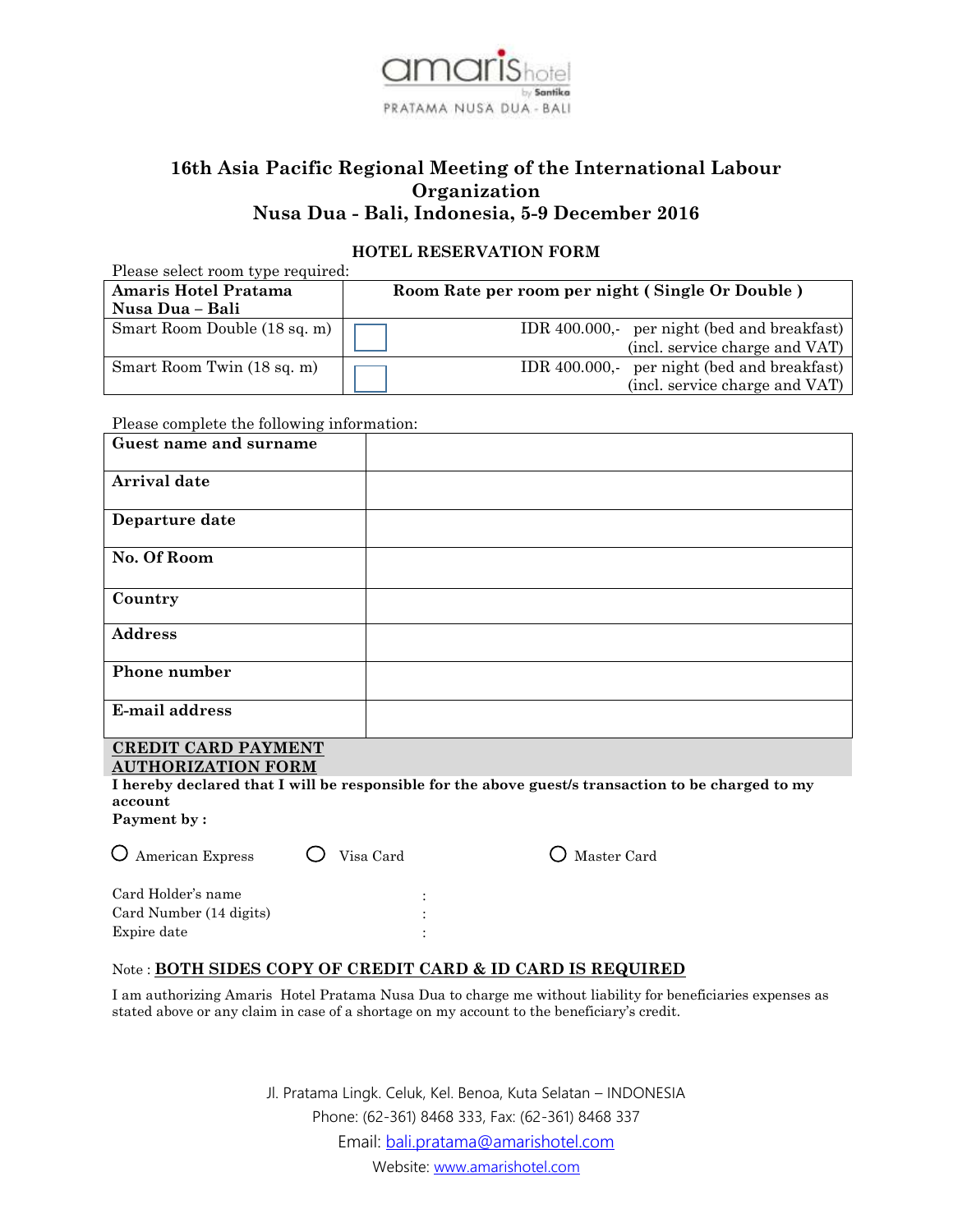amaris hotel by Santika
PRATAMA NUSA DUA - BALI

# 16th Asia Pacific Regional Meeting of the International Labour Organization
# Nusa Dua - Bali, Indonesia, 5-9 December 2016

## HOTEL RESERVATION FORM

Please select room type required:

| Amaris Hotel Pratama Nusa Dua – Bali | | Room Rate per room per night ( Single Or Double ) |
|---|---|---|
| Smart Room Double (18 sq. m) | ☐ | IDR 400.000,- per night (bed and breakfast) (incl. service charge and VAT) |
| Smart Room Twin (18 sq. m) | ☐ | IDR 400.000,- per night (bed and breakfast) (incl. service charge and VAT) |

Please complete the following information:

| | |
|---|---|
| **Guest name and surname** | |
| **Arrival date** | |
| **Departure date** | |
| **No. Of Room** | |
| **Country** | |
| **Address** | |
| **Phone number** | |
| **E-mail address** | |

**CREDIT CARD PAYMENT AUTHORIZATION FORM**

**I hereby declared that I will be responsible for the above guest/s transaction to be charged to my account**

**Payment by :**

○ American Express ○ Visa Card ○ Master Card

Card Holder's name :
Card Number (14 digits) :
Expire date :

Note : **BOTH SIDES COPY OF CREDIT CARD & ID CARD IS REQUIRED**

I am authorizing Amaris Hotel Pratama Nusa Dua to charge me without liability for beneficiaries expenses as stated above or any claim in case of a shortage on my account to the beneficiary's credit.

Jl. Pratama Lingk. Celuk, Kel. Benoa, Kuta Selatan – INDONESIA
Phone: (62-361) 8468 333, Fax: (62-361) 8468 337
Email: bali.pratama@amarishotel.com
Website: www.amarishotel.com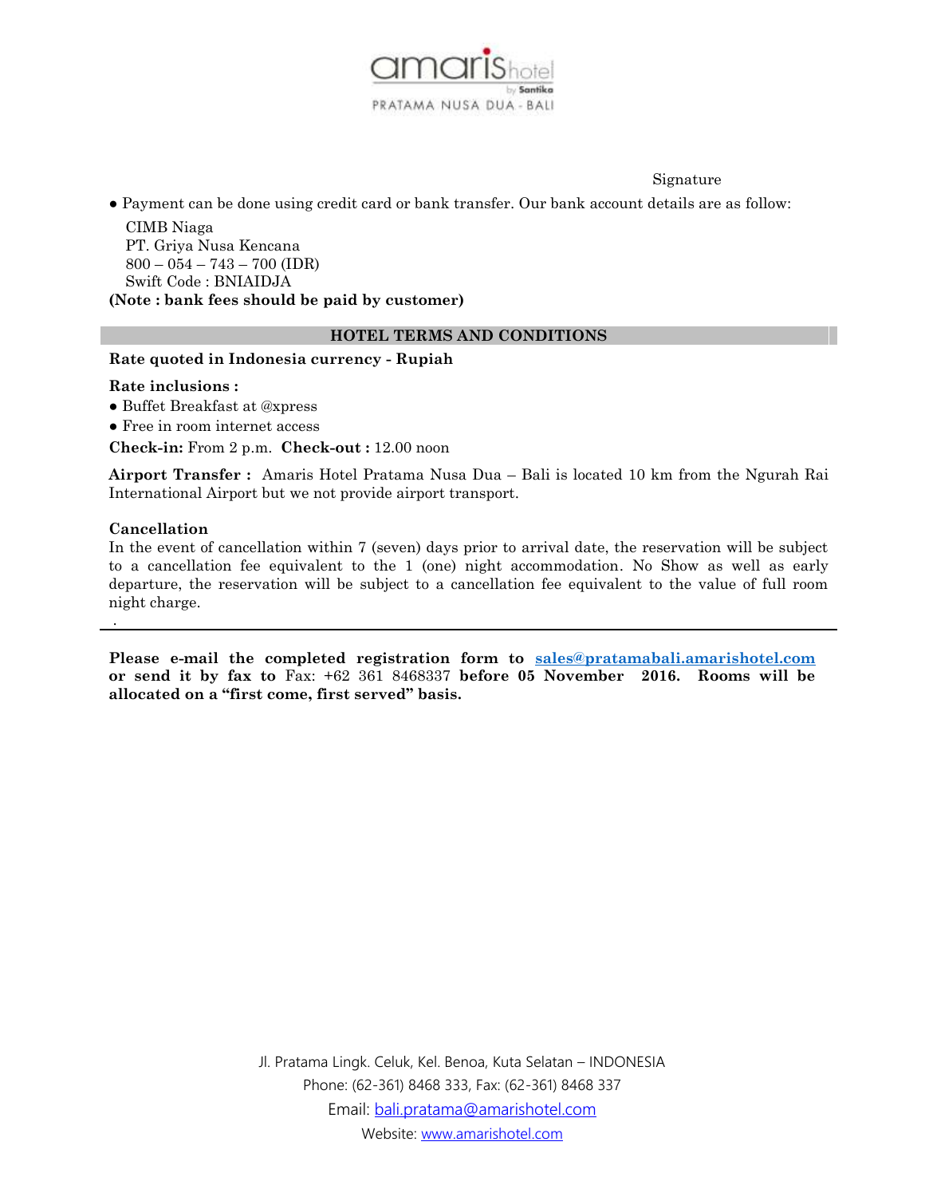Signature

- Payment can be done using credit card or bank transfer. Our bank account details are as follow:

  CIMB Niaga
  PT. Griya Nusa Kencana
  800 – 054 – 743 – 700 (IDR)
  Swift Code : BNIAIDJA

**(Note : bank fees should be paid by customer)**

## HOTEL TERMS AND CONDITIONS

**Rate quoted in Indonesia currency - Rupiah**

**Rate inclusions :**

- Buffet Breakfast at @xpress
- Free in room internet access

**Check-in:** From 2 p.m. **Check-out :** 12.00 noon

**Airport Transfer :** Amaris Hotel Pratama Nusa Dua – Bali is located 10 km from the Ngurah Rai International Airport but we not provide airport transport.

**Cancellation**

In the event of cancellation within 7 (seven) days prior to arrival date, the reservation will be subject to a cancellation fee equivalent to the 1 (one) night accommodation. No Show as well as early departure, the reservation will be subject to a cancellation fee equivalent to the value of full room night charge.

.

---

**Please e-mail the completed registration form to sales@pratamabali.amarishotel.com or send it by fax to** Fax: +62 361 8468337 **before 05 November 2016. Rooms will be allocated on a "first come, first served" basis.**

Jl. Pratama Lingk. Celuk, Kel. Benoa, Kuta Selatan – INDONESIA
Phone: (62-361) 8468 333, Fax: (62-361) 8468 337
Email: bali.pratama@amarishotel.com
Website: www.amarishotel.com